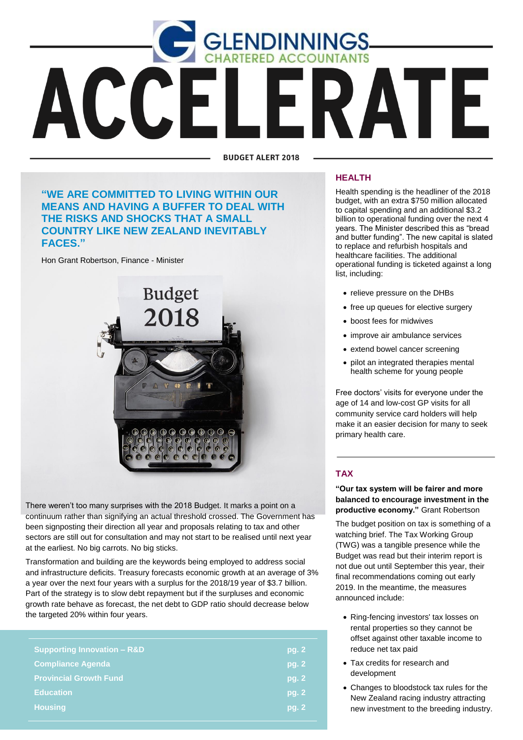# GLENDINNINGS CHARTERED ACCOUNTANTS

# ACCELERATE

**BUDGET ALERT 2018**

## "WE ARE COMMITTED TO LIVING WITHIN OUR MEANS AND HAVING A BUFFER TO DEAL WITH THE RISKS AND SHOCKS THAT A SMALL COUNTRY LIKE NEW ZEALAND INEVITABLY FACES."

Hon Grant Robertson, Finance - Minister

There weren't too many surprises with the 2018 Budget. It marks a point on a continuum rather than signifying an actual threshold crossed. The Government has been signposting their direction all year and proposals relating to tax and other sectors are still out for consultation and may not start to be realised until next year at the earliest. No big carrots. No big sticks.

Transformation and building are the keywords being employed to address social and infrastructure deficits. Treasury forecasts economic growth at an average of 3% a year over the next four years with a surplus for the 2018/19 year of $3.7 billion. Part of the strategy is to slow debt repayment but if the surpluses and economic growth rate behave as forecast, the net debt to GDP ratio should decrease below the targeted 20% within four years.

| | |
|---|---|
| Supporting Innovation – R&D | pg. 2 |
| Compliance Agenda | pg. 2 |
| Provincial Growth Fund | pg. 2 |
| Education | pg. 2 |
| Housing | pg. 2 |

## HEALTH

Health spending is the headliner of the 2018 budget, with an extra $750 million allocated to capital spending and an additional $3.2 billion to operational funding over the next 4 years. The Minister described this as "bread and butter funding". The new capital is slated to replace and refurbish hospitals and healthcare facilities. The additional operational funding is ticketed against a long list, including:

- relieve pressure on the DHBs
- free up queues for elective surgery
- boost fees for midwives
- improve air ambulance services
- extend bowel cancer screening
- pilot an integrated therapies mental health scheme for young people

Free doctors' visits for everyone under the age of 14 and low-cost GP visits for all community service card holders will help make it an easier decision for many to seek primary health care.

## TAX

**"Our tax system will be fairer and more balanced to encourage investment in the productive economy."** Grant Robertson

The budget position on tax is something of a watching brief. The Tax Working Group (TWG) was a tangible presence while the Budget was read but their interim report is not due out until September this year, their final recommendations coming out early 2019. In the meantime, the measures announced include:

- Ring-fencing investors' tax losses on rental properties so they cannot be offset against other taxable income to reduce net tax paid
- Tax credits for research and development
- Changes to bloodstock tax rules for the New Zealand racing industry attracting new investment to the breeding industry.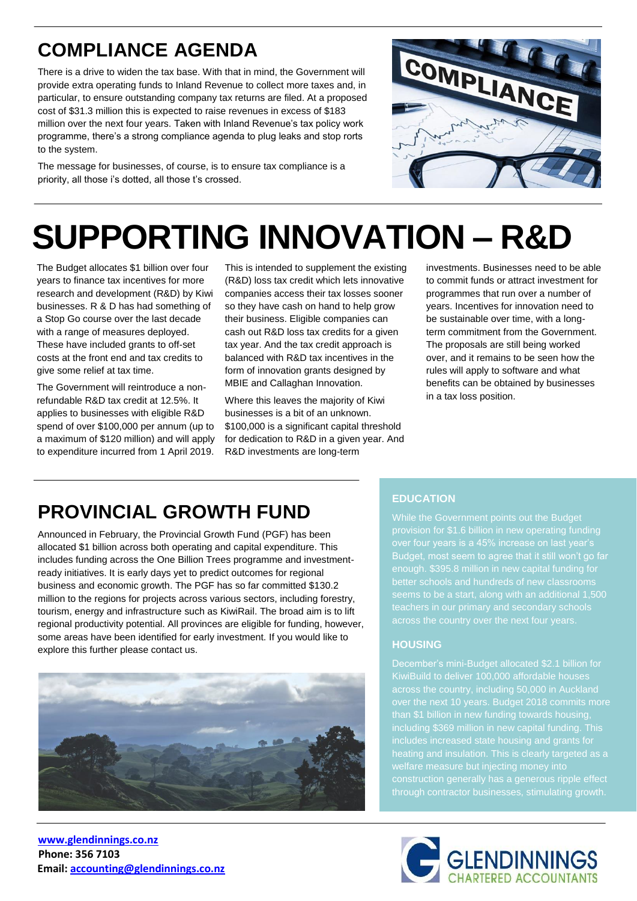## COMPLIANCE AGENDA

There is a drive to widen the tax base. With that in mind, the Government will provide extra operating funds to Inland Revenue to collect more taxes and, in particular, to ensure outstanding company tax returns are filed. At a proposed cost of $31.3 million this is expected to raise revenues in excess of $183 million over the next four years. Taken with Inland Revenue's tax policy work programme, there's a strong compliance agenda to plug leaks and stop rorts to the system.

The message for businesses, of course, is to ensure tax compliance is a priority, all those i's dotted, all those t's crossed.

# SUPPORTING INNOVATION – R&D

The Budget allocates $1 billion over four years to finance tax incentives for more research and development (R&D) by Kiwi businesses. R & D has had something of a Stop Go course over the last decade with a range of measures deployed. These have included grants to off-set costs at the front end and tax credits to give some relief at tax time.

The Government will reintroduce a non-refundable R&D tax credit at 12.5%. It applies to businesses with eligible R&D spend of over $100,000 per annum (up to a maximum of $120 million) and will apply to expenditure incurred from 1 April 2019.

This is intended to supplement the existing (R&D) loss tax credit which lets innovative companies access their tax losses sooner so they have cash on hand to help grow their business. Eligible companies can cash out R&D loss tax credits for a given tax year. And the tax credit approach is balanced with R&D tax incentives in the form of innovation grants designed by MBIE and Callaghan Innovation.

Where this leaves the majority of Kiwi businesses is a bit of an unknown. $100,000 is a significant capital threshold for dedication to R&D in a given year. And R&D investments are long-term investments. Businesses need to be able to commit funds or attract investment for programmes that run over a number of years. Incentives for innovation need to be sustainable over time, with a long-term commitment from the Government. The proposals are still being worked over, and it remains to be seen how the rules will apply to software and what benefits can be obtained by businesses in a tax loss position.

## PROVINCIAL GROWTH FUND

Announced in February, the Provincial Growth Fund (PGF) has been allocated $1 billion across both operating and capital expenditure. This includes funding across the One Billion Trees programme and investment-ready initiatives. It is early days yet to predict outcomes for regional business and economic growth. The PGF has so far committed $130.2 million to the regions for projects across various sectors, including forestry, tourism, energy and infrastructure such as KiwiRail. The broad aim is to lift regional productivity potential. All provinces are eligible for funding, however, some areas have been identified for early investment. If you would like to explore this further please contact us.

### EDUCATION

While the Government points out the Budget provision for $1.6 billion in new operating funding over four years is a 45% increase on last year's Budget, most seem to agree that it still won't go far enough. $395.8 million in new capital funding for better schools and hundreds of new classrooms seems to be a start, along with an additional 1,500 teachers in our primary and secondary schools across the country over the next four years.

### HOUSING

December's mini-Budget allocated $2.1 billion for KiwiBuild to deliver 100,000 affordable houses across the country, including 50,000 in Auckland over the next 10 years. Budget 2018 commits more than $1 billion in new funding towards housing, including $369 million in new capital funding. This includes increased state housing and grants for heating and insulation. This is clearly targeted as a welfare measure but injecting money into construction generally has a generous ripple effect through contractor businesses, stimulating growth.

**www.glendinnings.co.nz**
**Phone: 356 7103**
**Email: accounting@glendinnings.co.nz**

GLENDINNINGS CHARTERED ACCOUNTANTS